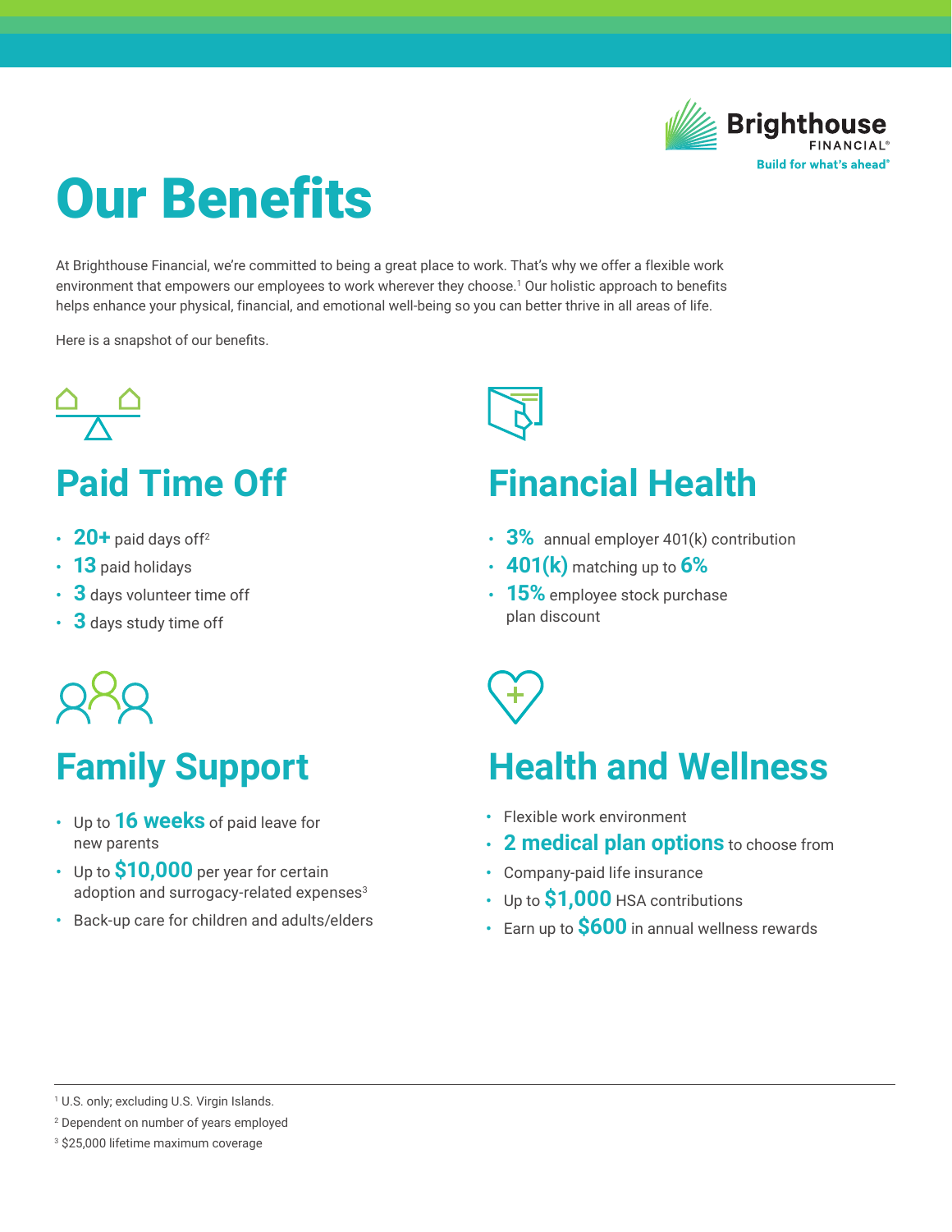Brighthouse FINANCIAL®
Build for what's ahead®

# Our Benefits

At Brighthouse Financial, we're committed to being a great place to work. That's why we offer a flexible work environment that empowers our employees to work wherever they choose.[1] Our holistic approach to benefits helps enhance your physical, financial, and emotional well-being so you can better thrive in all areas of life.

Here is a snapshot of our benefits.

## Paid Time Off

- **20+** paid days off[2]
- **13** paid holidays
- **3** days volunteer time off
- **3** days study time off

## Financial Health

- **3%** annual employer 401(k) contribution
- **401(k)** matching up to **6%**
- **15%** employee stock purchase plan discount

## Family Support

- Up to **16 weeks** of paid leave for new parents
- Up to **$10,000** per year for certain adoption and surrogacy-related expenses[3]
- Back-up care for children and adults/elders

## Health and Wellness

- Flexible work environment
- **2 medical plan options** to choose from
- Company-paid life insurance
- Up to **$1,000** HSA contributions
- Earn up to **$600** in annual wellness rewards

---

[1] U.S. only; excluding U.S. Virgin Islands.

[2] Dependent on number of years employed

[3] $25,000 lifetime maximum coverage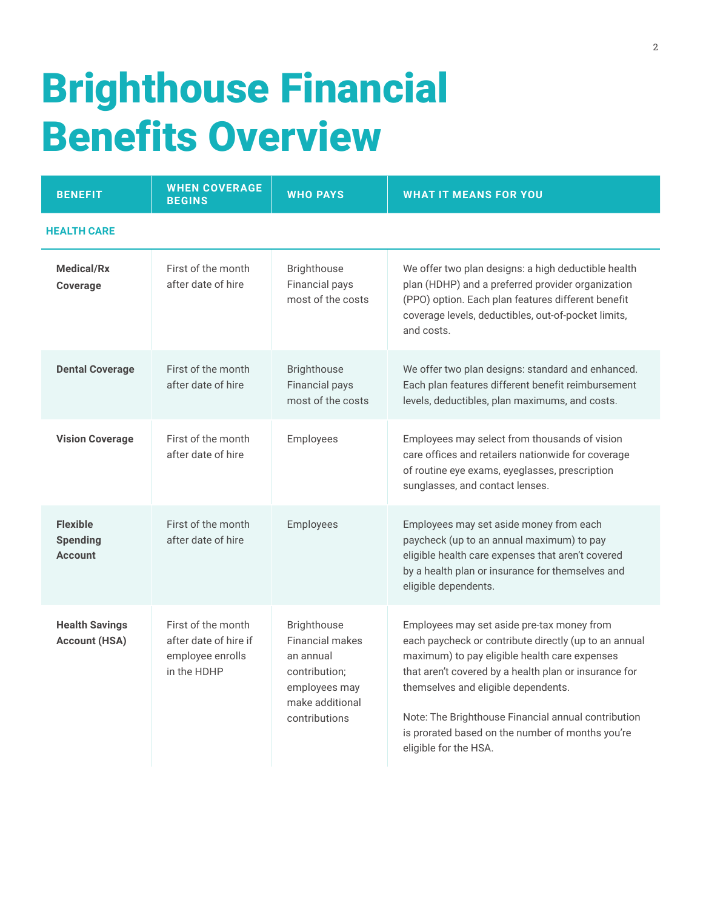# Brighthouse Financial Benefits Overview

| BENEFIT | WHEN COVERAGE BEGINS | WHO PAYS | WHAT IT MEANS FOR YOU |
|---|---|---|---|
| **HEALTH CARE** | | | |
| **Medical/Rx Coverage** | First of the month after date of hire | Brighthouse Financial pays most of the costs | We offer two plan designs: a high deductible health plan (HDHP) and a preferred provider organization (PPO) option. Each plan features different benefit coverage levels, deductibles, out-of-pocket limits, and costs. |
| **Dental Coverage** | First of the month after date of hire | Brighthouse Financial pays most of the costs | We offer two plan designs: standard and enhanced. Each plan features different benefit reimbursement levels, deductibles, plan maximums, and costs. |
| **Vision Coverage** | First of the month after date of hire | Employees | Employees may select from thousands of vision care offices and retailers nationwide for coverage of routine eye exams, eyeglasses, prescription sunglasses, and contact lenses. |
| **Flexible Spending Account** | First of the month after date of hire | Employees | Employees may set aside money from each paycheck (up to an annual maximum) to pay eligible health care expenses that aren't covered by a health plan or insurance for themselves and eligible dependents. |
| **Health Savings Account (HSA)** | First of the month after date of hire if employee enrolls in the HDHP | Brighthouse Financial makes an annual contribution; employees may make additional contributions | Employees may set aside pre-tax money from each paycheck or contribute directly (up to an annual maximum) to pay eligible health care expenses that aren't covered by a health plan or insurance for themselves and eligible dependents.<br><br>Note: The Brighthouse Financial annual contribution is prorated based on the number of months you're eligible for the HSA. |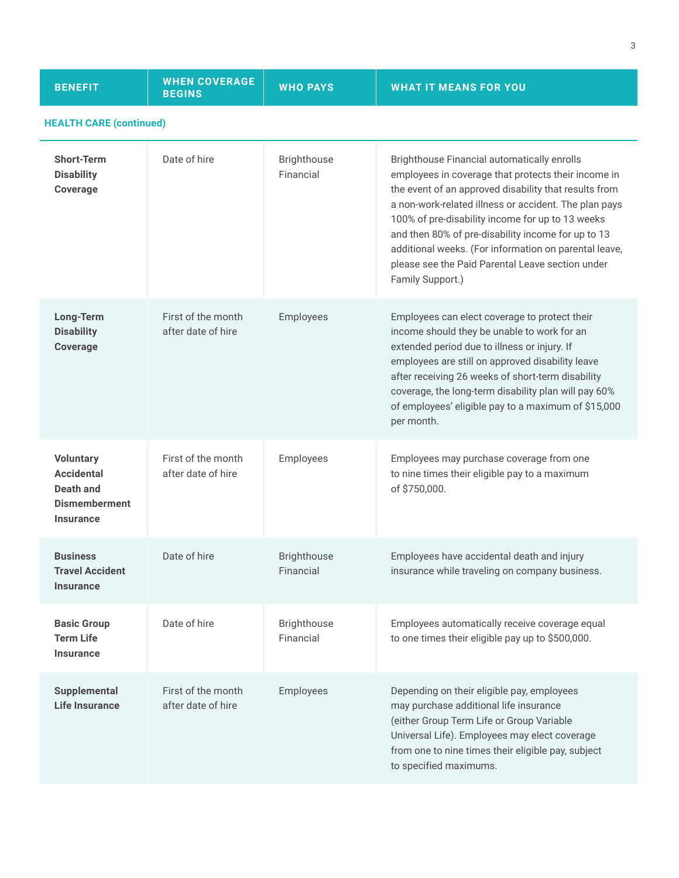| BENEFIT | WHEN COVERAGE BEGINS | WHO PAYS | WHAT IT MEANS FOR YOU |
|---|---|---|---|
| **HEALTH CARE (continued)** | | | |
| **Short-Term Disability Coverage** | Date of hire | Brighthouse Financial | Brighthouse Financial automatically enrolls employees in coverage that protects their income in the event of an approved disability that results from a non-work-related illness or accident. The plan pays 100% of pre-disability income for up to 13 weeks and then 80% of pre-disability income for up to 13 additional weeks. (For information on parental leave, please see the Paid Parental Leave section under Family Support.) |
| **Long-Term Disability Coverage** | First of the month after date of hire | Employees | Employees can elect coverage to protect their income should they be unable to work for an extended period due to illness or injury. If employees are still on approved disability leave after receiving 26 weeks of short-term disability coverage, the long-term disability plan will pay 60% of employees' eligible pay to a maximum of $15,000 per month. |
| **Voluntary Accidental Death and Dismemberment Insurance** | First of the month after date of hire | Employees | Employees may purchase coverage from one to nine times their eligible pay to a maximum of $750,000. |
| **Business Travel Accident Insurance** | Date of hire | Brighthouse Financial | Employees have accidental death and injury insurance while traveling on company business. |
| **Basic Group Term Life Insurance** | Date of hire | Brighthouse Financial | Employees automatically receive coverage equal to one times their eligible pay up to $500,000. |
| **Supplemental Life Insurance** | First of the month after date of hire | Employees | Depending on their eligible pay, employees may purchase additional life insurance (either Group Term Life or Group Variable Universal Life). Employees may elect coverage from one to nine times their eligible pay, subject to specified maximums. |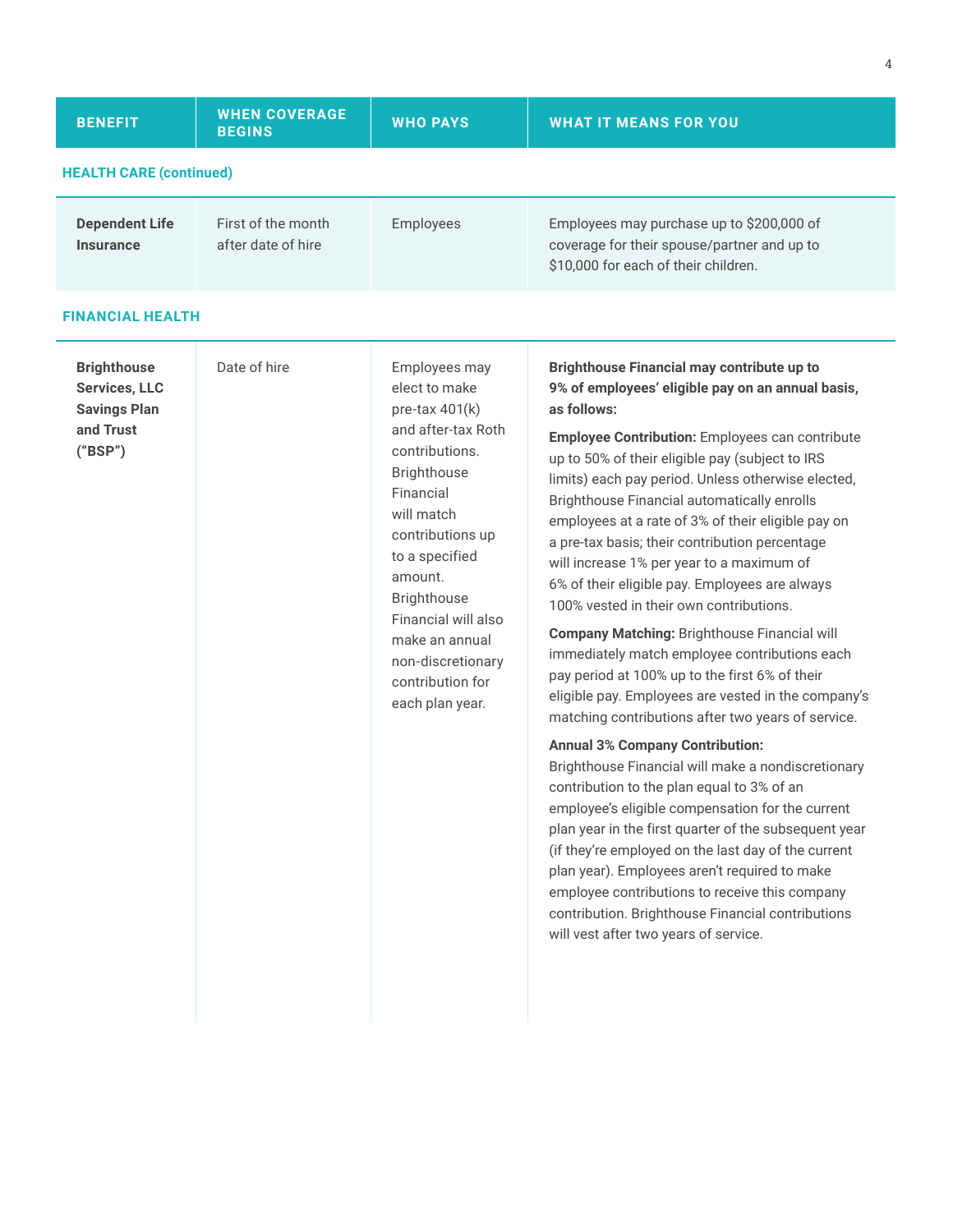| BENEFIT | WHEN COVERAGE BEGINS | WHO PAYS | WHAT IT MEANS FOR YOU |
|---|---|---|---|
| **HEALTH CARE (continued)** | | | |
| **Dependent Life Insurance** | First of the month after date of hire | Employees | Employees may purchase up to $200,000 of coverage for their spouse/partner and up to $10,000 for each of their children. |
| **FINANCIAL HEALTH** | | | |
| **Brighthouse Services, LLC Savings Plan and Trust ("BSP")** | Date of hire | Employees may elect to make pre-tax 401(k) and after-tax Roth contributions. Brighthouse Financial will match contributions up to a specified amount. Brighthouse Financial will also make an annual non-discretionary contribution for each plan year. | **Brighthouse Financial may contribute up to 9% of employees' eligible pay on an annual basis, as follows:**<br><br>**Employee Contribution:** Employees can contribute up to 50% of their eligible pay (subject to IRS limits) each pay period. Unless otherwise elected, Brighthouse Financial automatically enrolls employees at a rate of 3% of their eligible pay on a pre-tax basis; their contribution percentage will increase 1% per year to a maximum of 6% of their eligible pay. Employees are always 100% vested in their own contributions.<br><br>**Company Matching:** Brighthouse Financial will immediately match employee contributions each pay period at 100% up to the first 6% of their eligible pay. Employees are vested in the company's matching contributions after two years of service.<br><br>**Annual 3% Company Contribution:** Brighthouse Financial will make a nondiscretionary contribution to the plan equal to 3% of an employee's eligible compensation for the current plan year in the first quarter of the subsequent year (if they're employed on the last day of the current plan year). Employees aren't required to make employee contributions to receive this company contribution. Brighthouse Financial contributions will vest after two years of service. |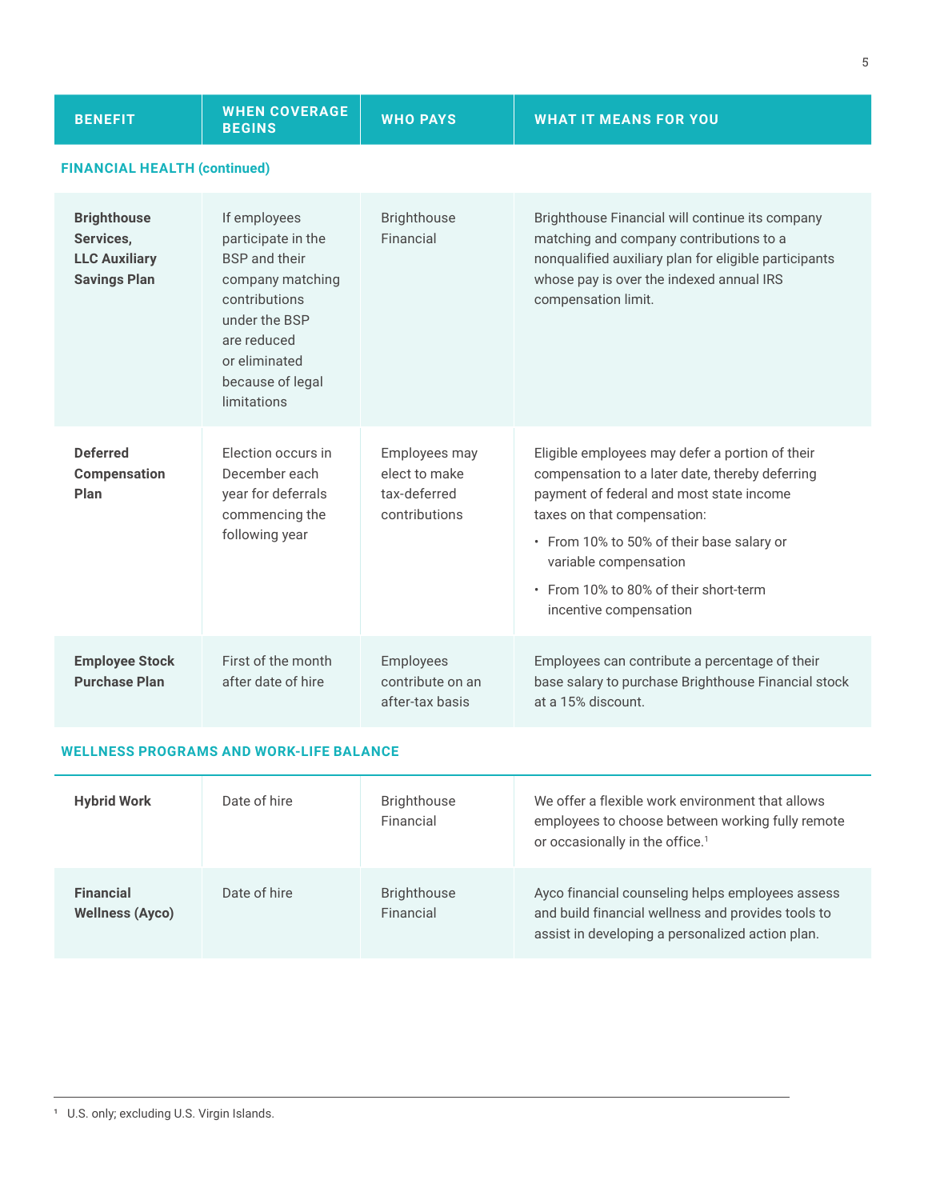| BENEFIT | WHEN COVERAGE BEGINS | WHO PAYS | WHAT IT MEANS FOR YOU |
|---|---|---|---|
| **FINANCIAL HEALTH (continued)** | | | |
| **Brighthouse Services, LLC Auxiliary Savings Plan** | If employees participate in the BSP and their company matching contributions under the BSP are reduced or eliminated because of legal limitations | Brighthouse Financial | Brighthouse Financial will continue its company matching and company contributions to a nonqualified auxiliary plan for eligible participants whose pay is over the indexed annual IRS compensation limit. |
| **Deferred Compensation Plan** | Election occurs in December each year for deferrals commencing the following year | Employees may elect to make tax-deferred contributions | Eligible employees may defer a portion of their compensation to a later date, thereby deferring payment of federal and most state income taxes on that compensation: <br>• From 10% to 50% of their base salary or variable compensation <br>• From 10% to 80% of their short-term incentive compensation |
| **Employee Stock Purchase Plan** | First of the month after date of hire | Employees contribute on an after-tax basis | Employees can contribute a percentage of their base salary to purchase Brighthouse Financial stock at a 15% discount. |
| **WELLNESS PROGRAMS AND WORK-LIFE BALANCE** | | | |
| **Hybrid Work** | Date of hire | Brighthouse Financial | We offer a flexible work environment that allows employees to choose between working fully remote or occasionally in the office.[1] |
| **Financial Wellness (Ayco)** | Date of hire | Brighthouse Financial | Ayco financial counseling helps employees assess and build financial wellness and provides tools to assist in developing a personalized action plan. |

[1] U.S. only; excluding U.S. Virgin Islands.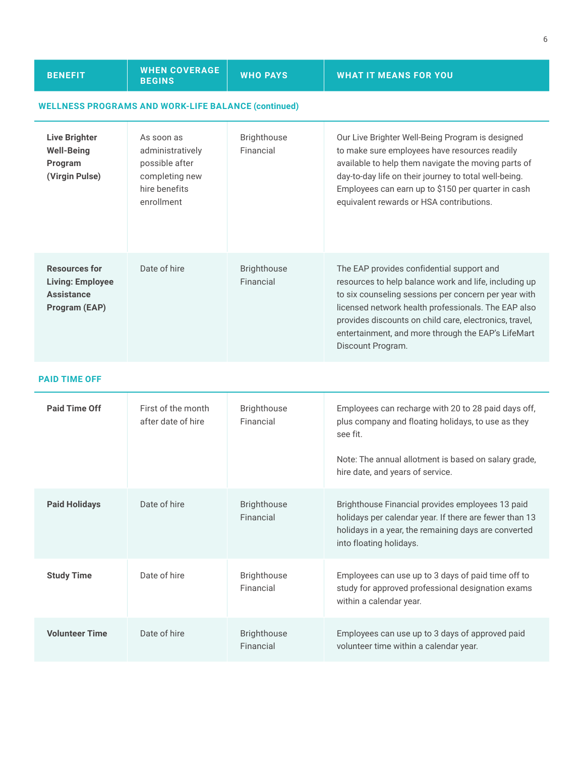| BENEFIT | WHEN COVERAGE BEGINS | WHO PAYS | WHAT IT MEANS FOR YOU |
|---|---|---|---|
| **WELLNESS PROGRAMS AND WORK-LIFE BALANCE (continued)** | | | |
| **Live Brighter Well-Being Program (Virgin Pulse)** | As soon as administratively possible after completing new hire benefits enrollment | Brighthouse Financial | Our Live Brighter Well-Being Program is designed to make sure employees have resources readily available to help them navigate the moving parts of day-to-day life on their journey to total well-being. Employees can earn up to $150 per quarter in cash equivalent rewards or HSA contributions. |
| **Resources for Living: Employee Assistance Program (EAP)** | Date of hire | Brighthouse Financial | The EAP provides confidential support and resources to help balance work and life, including up to six counseling sessions per concern per year with licensed network health professionals. The EAP also provides discounts on child care, electronics, travel, entertainment, and more through the EAP's LifeMart Discount Program. |
| **PAID TIME OFF** | | | |
| **Paid Time Off** | First of the month after date of hire | Brighthouse Financial | Employees can recharge with 20 to 28 paid days off, plus company and floating holidays, to use as they see fit.<br><br>Note: The annual allotment is based on salary grade, hire date, and years of service. |
| **Paid Holidays** | Date of hire | Brighthouse Financial | Brighthouse Financial provides employees 13 paid holidays per calendar year. If there are fewer than 13 holidays in a year, the remaining days are converted into floating holidays. |
| **Study Time** | Date of hire | Brighthouse Financial | Employees can use up to 3 days of paid time off to study for approved professional designation exams within a calendar year. |
| **Volunteer Time** | Date of hire | Brighthouse Financial | Employees can use up to 3 days of approved paid volunteer time within a calendar year. |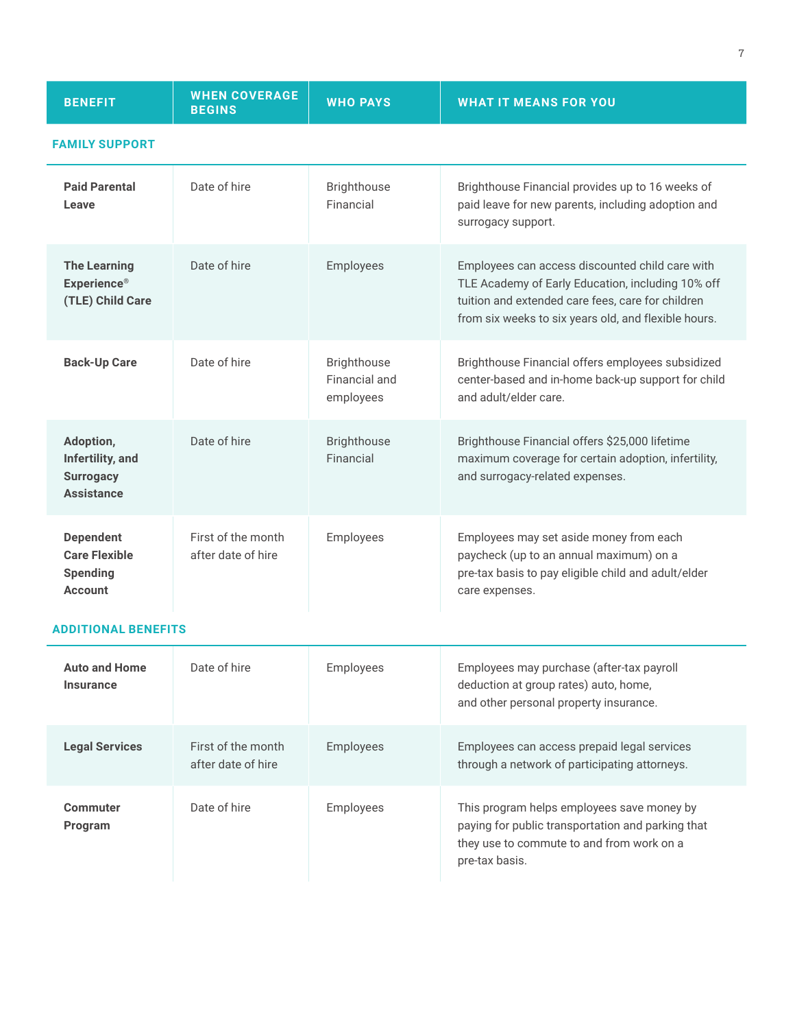| BENEFIT | WHEN COVERAGE BEGINS | WHO PAYS | WHAT IT MEANS FOR YOU |
|---|---|---|---|
| **FAMILY SUPPORT** | | | |
| **Paid Parental Leave** | Date of hire | Brighthouse Financial | Brighthouse Financial provides up to 16 weeks of paid leave for new parents, including adoption and surrogacy support. |
| **The Learning Experience® (TLE) Child Care** | Date of hire | Employees | Employees can access discounted child care with TLE Academy of Early Education, including 10% off tuition and extended care fees, care for children from six weeks to six years old, and flexible hours. |
| **Back-Up Care** | Date of hire | Brighthouse Financial and employees | Brighthouse Financial offers employees subsidized center-based and in-home back-up support for child and adult/elder care. |
| **Adoption, Infertility, and Surrogacy Assistance** | Date of hire | Brighthouse Financial | Brighthouse Financial offers $25,000 lifetime maximum coverage for certain adoption, infertility, and surrogacy-related expenses. |
| **Dependent Care Flexible Spending Account** | First of the month after date of hire | Employees | Employees may set aside money from each paycheck (up to an annual maximum) on a pre-tax basis to pay eligible child and adult/elder care expenses. |
| **ADDITIONAL BENEFITS** | | | |
| **Auto and Home Insurance** | Date of hire | Employees | Employees may purchase (after-tax payroll deduction at group rates) auto, home, and other personal property insurance. |
| **Legal Services** | First of the month after date of hire | Employees | Employees can access prepaid legal services through a network of participating attorneys. |
| **Commuter Program** | Date of hire | Employees | This program helps employees save money by paying for public transportation and parking that they use to commute to and from work on a pre-tax basis. |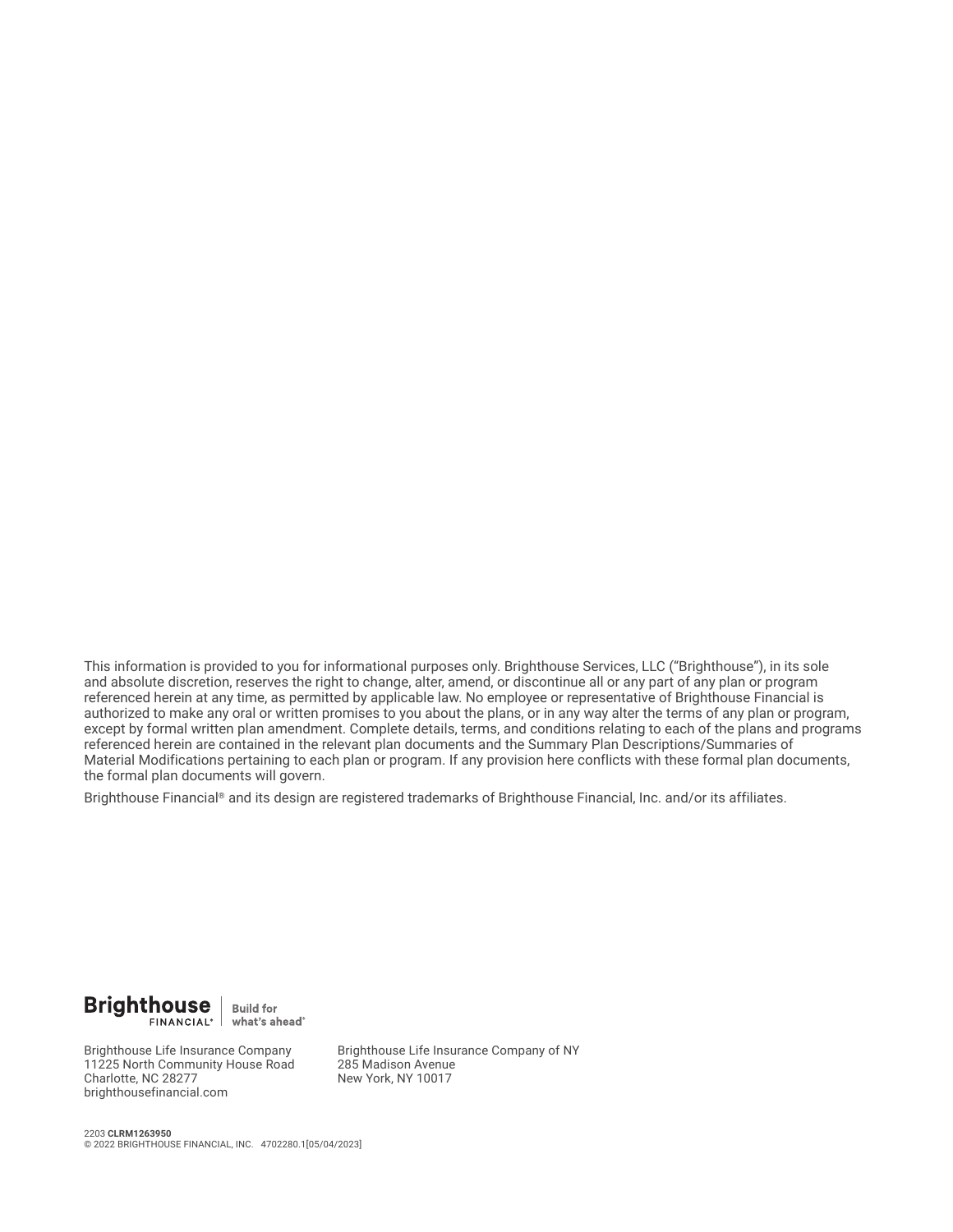This information is provided to you for informational purposes only. Brighthouse Services, LLC ("Brighthouse"), in its sole and absolute discretion, reserves the right to change, alter, amend, or discontinue all or any part of any plan or program referenced herein at any time, as permitted by applicable law. No employee or representative of Brighthouse Financial is authorized to make any oral or written promises to you about the plans, or in any way alter the terms of any plan or program, except by formal written plan amendment. Complete details, terms, and conditions relating to each of the plans and programs referenced herein are contained in the relevant plan documents and the Summary Plan Descriptions/Summaries of Material Modifications pertaining to each plan or program. If any provision here conflicts with these formal plan documents, the formal plan documents will govern.

Brighthouse Financial® and its design are registered trademarks of Brighthouse Financial, Inc. and/or its affiliates.

Brighthouse FINANCIAL® | Build for what's ahead®

Brighthouse Life Insurance Company
11225 North Community House Road
Charlotte, NC 28277
brighthousefinancial.com

Brighthouse Life Insurance Company of NY
285 Madison Avenue
New York, NY 10017

2203 **CLRM1263950**
© 2022 BRIGHTHOUSE FINANCIAL, INC. 4702280.1[05/04/2023]